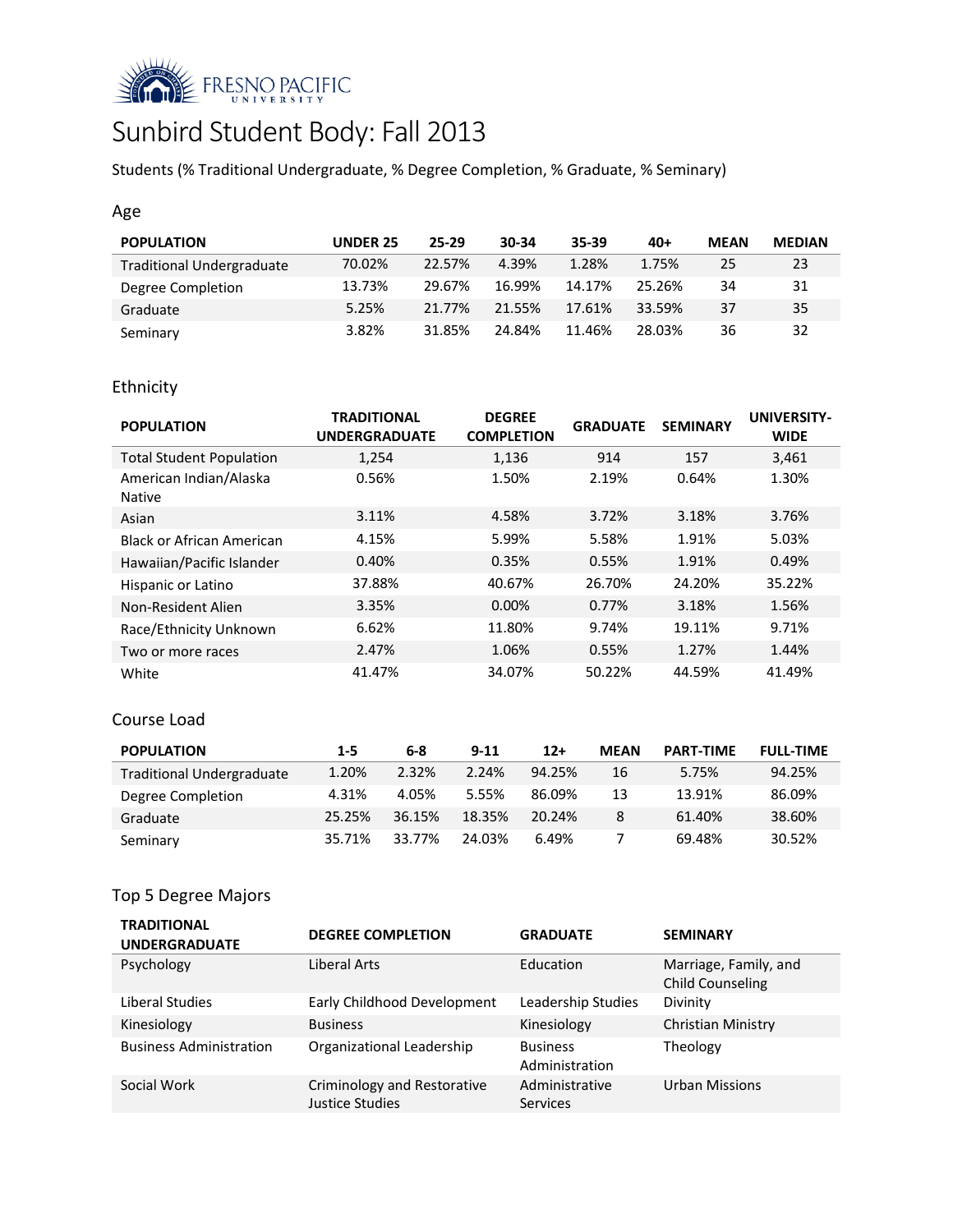# Sunbird Student Body: Fall 2013

Students (% Traditional Undergraduate, % Degree Completion, % Graduate, % Seminary)

## Age

| POPULATION | UNDER 25 | 25-29 | 30-34 | 35-39 | 40+ | MEAN | MEDIAN |
|---|---|---|---|---|---|---|---|
| Traditional Undergraduate | 70.02% | 22.57% | 4.39% | 1.28% | 1.75% | 25 | 23 |
| Degree Completion | 13.73% | 29.67% | 16.99% | 14.17% | 25.26% | 34 | 31 |
| Graduate | 5.25% | 21.77% | 21.55% | 17.61% | 33.59% | 37 | 35 |
| Seminary | 3.82% | 31.85% | 24.84% | 11.46% | 28.03% | 36 | 32 |

## Ethnicity

| POPULATION | TRADITIONAL UNDERGRADUATE | DEGREE COMPLETION | GRADUATE | SEMINARY | UNIVERSITY-WIDE |
|---|---|---|---|---|---|
| Total Student Population | 1,254 | 1,136 | 914 | 157 | 3,461 |
| American Indian/Alaska Native | 0.56% | 1.50% | 2.19% | 0.64% | 1.30% |
| Asian | 3.11% | 4.58% | 3.72% | 3.18% | 3.76% |
| Black or African American | 4.15% | 5.99% | 5.58% | 1.91% | 5.03% |
| Hawaiian/Pacific Islander | 0.40% | 0.35% | 0.55% | 1.91% | 0.49% |
| Hispanic or Latino | 37.88% | 40.67% | 26.70% | 24.20% | 35.22% |
| Non-Resident Alien | 3.35% | 0.00% | 0.77% | 3.18% | 1.56% |
| Race/Ethnicity Unknown | 6.62% | 11.80% | 9.74% | 19.11% | 9.71% |
| Two or more races | 2.47% | 1.06% | 0.55% | 1.27% | 1.44% |
| White | 41.47% | 34.07% | 50.22% | 44.59% | 41.49% |

## Course Load

| POPULATION | 1-5 | 6-8 | 9-11 | 12+ | MEAN | PART-TIME | FULL-TIME |
|---|---|---|---|---|---|---|---|
| Traditional Undergraduate | 1.20% | 2.32% | 2.24% | 94.25% | 16 | 5.75% | 94.25% |
| Degree Completion | 4.31% | 4.05% | 5.55% | 86.09% | 13 | 13.91% | 86.09% |
| Graduate | 25.25% | 36.15% | 18.35% | 20.24% | 8 | 61.40% | 38.60% |
| Seminary | 35.71% | 33.77% | 24.03% | 6.49% | 7 | 69.48% | 30.52% |

## Top 5 Degree Majors

| TRADITIONAL UNDERGRADUATE | DEGREE COMPLETION | GRADUATE | SEMINARY |
|---|---|---|---|
| Psychology | Liberal Arts | Education | Marriage, Family, and Child Counseling |
| Liberal Studies | Early Childhood Development | Leadership Studies | Divinity |
| Kinesiology | Business | Kinesiology | Christian Ministry |
| Business Administration | Organizational Leadership | Business Administration | Theology |
| Social Work | Criminology and Restorative Justice Studies | Administrative Services | Urban Missions |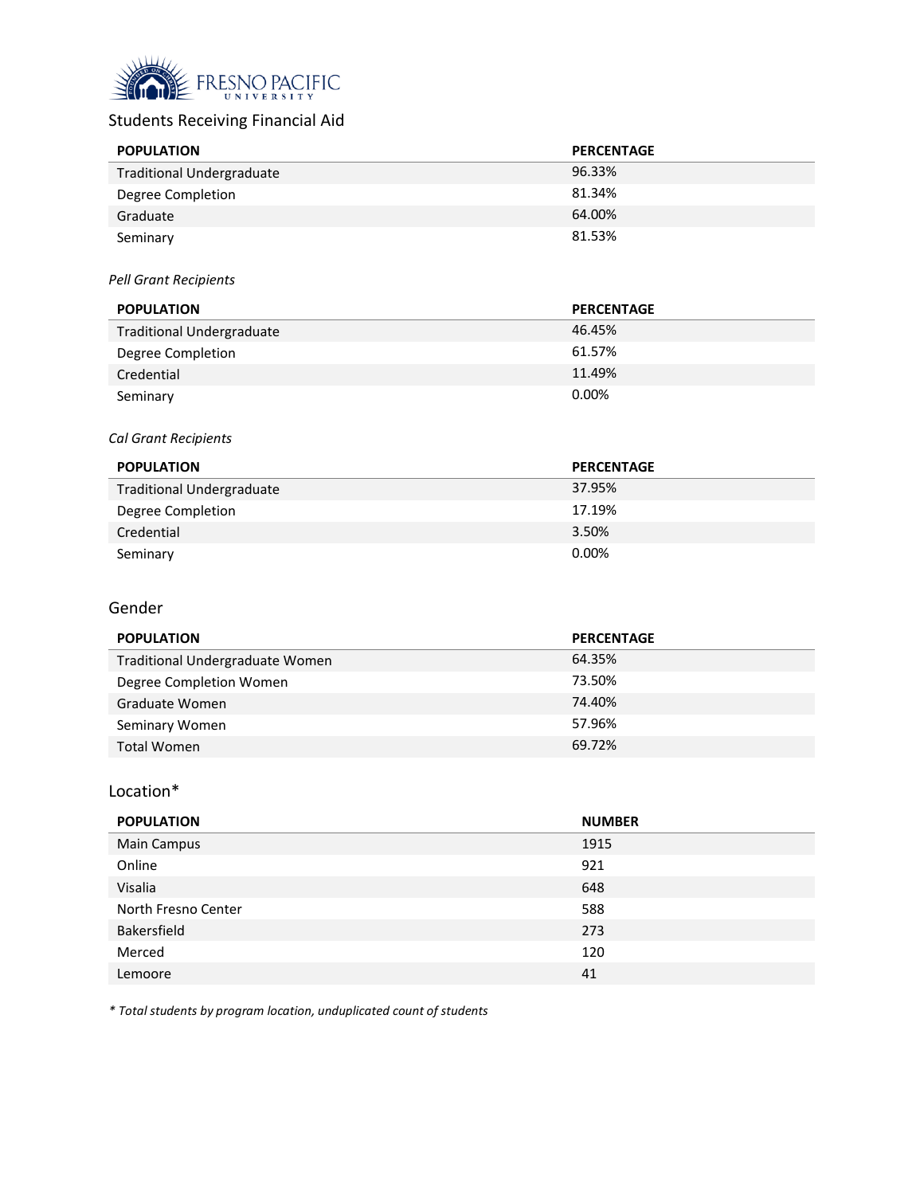## Students Receiving Financial Aid

| POPULATION | PERCENTAGE |
|---|---|
| Traditional Undergraduate | 96.33% |
| Degree Completion | 81.34% |
| Graduate | 64.00% |
| Seminary | 81.53% |

*Pell Grant Recipients*

| POPULATION | PERCENTAGE |
|---|---|
| Traditional Undergraduate | 46.45% |
| Degree Completion | 61.57% |
| Credential | 11.49% |
| Seminary | 0.00% |

*Cal Grant Recipients*

| POPULATION | PERCENTAGE |
|---|---|
| Traditional Undergraduate | 37.95% |
| Degree Completion | 17.19% |
| Credential | 3.50% |
| Seminary | 0.00% |

## Gender

| POPULATION | PERCENTAGE |
|---|---|
| Traditional Undergraduate Women | 64.35% |
| Degree Completion Women | 73.50% |
| Graduate Women | 74.40% |
| Seminary Women | 57.96% |
| Total Women | 69.72% |

## Location*

| POPULATION | NUMBER |
|---|---|
| Main Campus | 1915 |
| Online | 921 |
| Visalia | 648 |
| North Fresno Center | 588 |
| Bakersfield | 273 |
| Merced | 120 |
| Lemoore | 41 |

*\* Total students by program location, unduplicated count of students*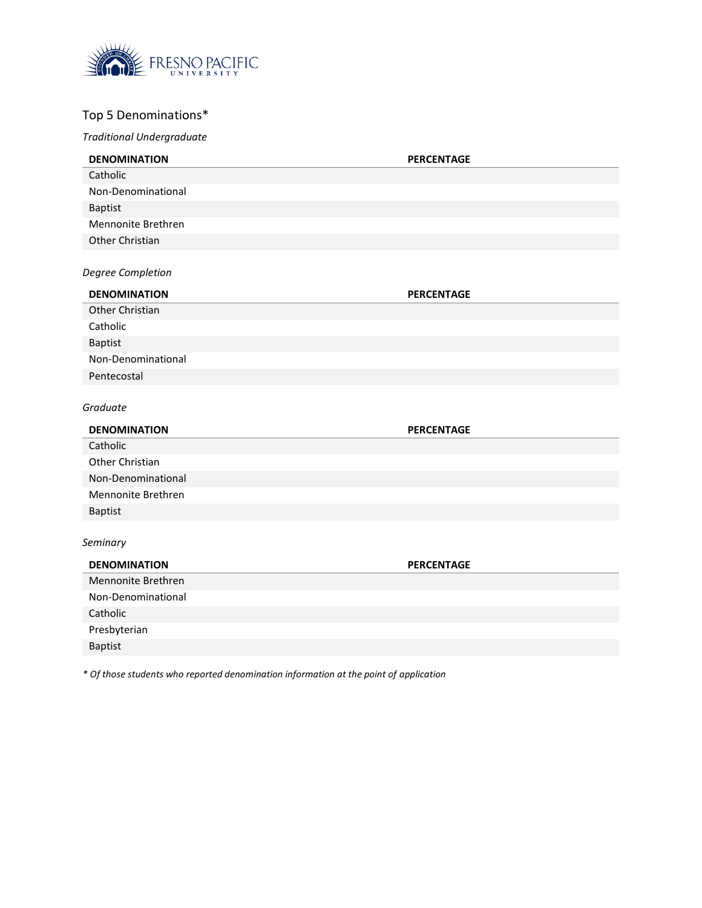## Top 5 Denominations*

*Traditional Undergraduate*

| DENOMINATION | PERCENTAGE |
|---|---|
| Catholic | |
| Non-Denominational | |
| Baptist | |
| Mennonite Brethren | |
| Other Christian | |

*Degree Completion*

| DENOMINATION | PERCENTAGE |
|---|---|
| Other Christian | |
| Catholic | |
| Baptist | |
| Non-Denominational | |
| Pentecostal | |

*Graduate*

| DENOMINATION | PERCENTAGE |
|---|---|
| Catholic | |
| Other Christian | |
| Non-Denominational | |
| Mennonite Brethren | |
| Baptist | |

*Seminary*

| DENOMINATION | PERCENTAGE |
|---|---|
| Mennonite Brethren | |
| Non-Denominational | |
| Catholic | |
| Presbyterian | |
| Baptist | |

*\* Of those students who reported denomination information at the point of application*